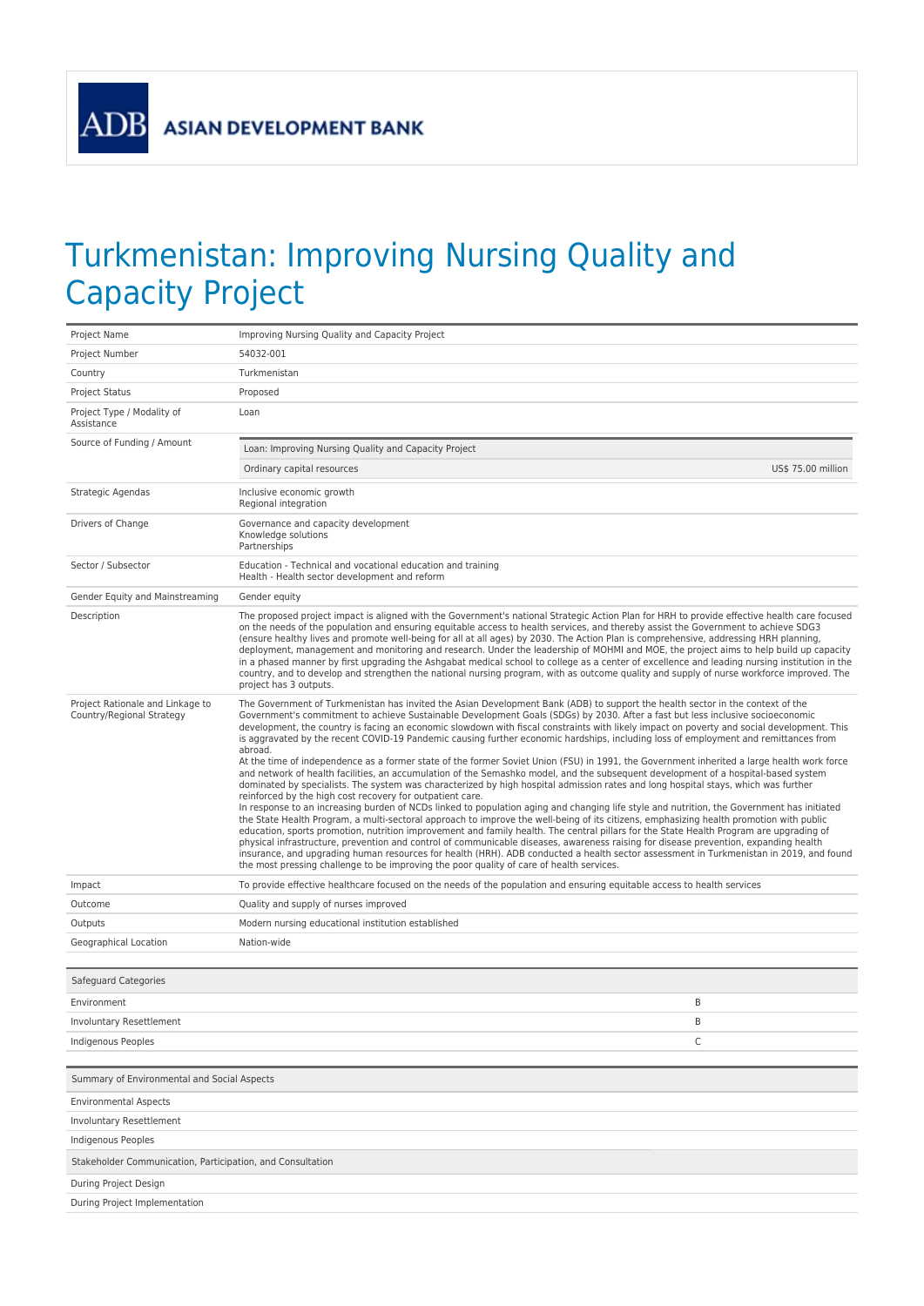ADB ASIAN DEVELOPMENT BANK

# Turkmenistan: Improving Nursing Quality and Capacity Project

| | |
|---|---|
| Project Name | Improving Nursing Quality and Capacity Project |
| Project Number | 54032-001 |
| Country | Turkmenistan |
| Project Status | Proposed |
| Project Type / Modality of Assistance | Loan |
| Source of Funding / Amount | Loan: Improving Nursing Quality and Capacity Project<br>Ordinary capital resources — US$ 75.00 million |
| Strategic Agendas | Inclusive economic growth<br>Regional integration |
| Drivers of Change | Governance and capacity development<br>Knowledge solutions<br>Partnerships |
| Sector / Subsector | Education - Technical and vocational education and training<br>Health - Health sector development and reform |
| Gender Equity and Mainstreaming | Gender equity |
| Description | The proposed project impact is aligned with the Government's national Strategic Action Plan for HRH to provide effective health care focused on the needs of the population and ensuring equitable access to health services, and thereby assist the Government to achieve SDG3 (ensure healthy lives and promote well-being for all at all ages) by 2030. The Action Plan is comprehensive, addressing HRH planning, deployment, management and monitoring and research. Under the leadership of MOHMI and MOE, the project aims to help build up capacity in a phased manner by first upgrading the Ashgabat medical school to college as a center of excellence and leading nursing institution in the country, and to develop and strengthen the national nursing program, with as outcome quality and supply of nurse workforce improved. The project has 3 outputs. |
| Project Rationale and Linkage to Country/Regional Strategy | The Government of Turkmenistan has invited the Asian Development Bank (ADB) to support the health sector in the context of the Government's commitment to achieve Sustainable Development Goals (SDGs) by 2030. After a fast but less inclusive socioeconomic development, the country is facing an economic slowdown with fiscal constraints with likely impact on poverty and social development. This is aggravated by the recent COVID-19 Pandemic causing further economic hardships, including loss of employment and remittances from abroad.<br>At the time of independence as a former state of the former Soviet Union (FSU) in 1991, the Government inherited a large health work force and network of health facilities, an accumulation of the Semashko model, and the subsequent development of a hospital-based system dominated by specialists. The system was characterized by high hospital admission rates and long hospital stays, which was further reinforced by the high cost recovery for outpatient care.<br>In response to an increasing burden of NCDs linked to population aging and changing life style and nutrition, the Government has initiated the State Health Program, a multi-sectoral approach to improve the well-being of its citizens, emphasizing health promotion with public education, sports promotion, nutrition improvement and family health. The central pillars for the State Health Program are upgrading of physical infrastructure, prevention and control of communicable diseases, awareness raising for disease prevention, expanding health insurance, and upgrading human resources for health (HRH). ADB conducted a health sector assessment in Turkmenistan in 2019, and found the most pressing challenge to be improving the poor quality of care of health services. |
| Impact | To provide effective healthcare focused on the needs of the population and ensuring equitable access to health services |
| Outcome | Quality and supply of nurses improved |
| Outputs | Modern nursing educational institution established |
| Geographical Location | Nation-wide |

| Safeguard Categories | |
|---|---|
| Environment | B |
| Involuntary Resettlement | B |
| Indigenous Peoples | C |

| Summary of Environmental and Social Aspects | |
|---|---|
| Environmental Aspects | |
| Involuntary Resettlement | |
| Indigenous Peoples | |

| Stakeholder Communication, Participation, and Consultation | |
|---|---|
| During Project Design | |
| During Project Implementation | |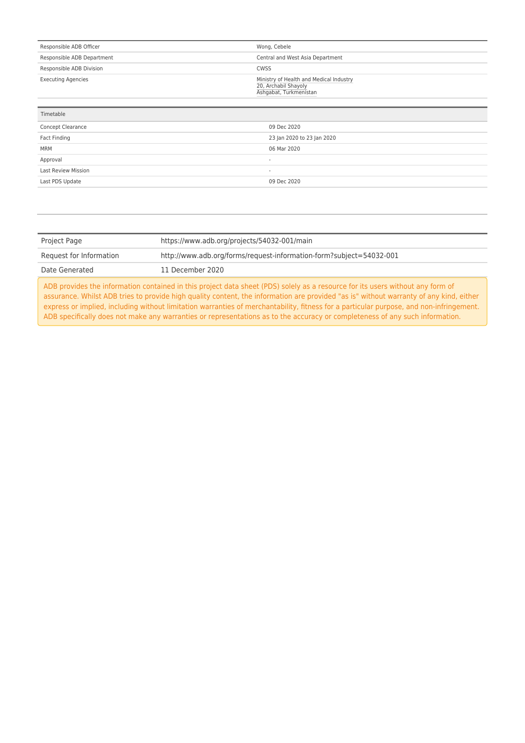| | |
|---|---|
| Responsible ADB Officer | Wong, Cebele |
| Responsible ADB Department | Central and West Asia Department |
| Responsible ADB Division | CWSS |
| Executing Agencies | Ministry of Health and Medical Industry<br>20, Archabil Shayoly<br>Ashgabat, Turkmenistan |

| Timetable | |
|---|---|
| Concept Clearance | 09 Dec 2020 |
| Fact Finding | 23 Jan 2020 to 23 Jan 2020 |
| MRM | 06 Mar 2020 |
| Approval | - |
| Last Review Mission | - |
| Last PDS Update | 09 Dec 2020 |

| | |
|---|---|
| Project Page | https://www.adb.org/projects/54032-001/main |
| Request for Information | http://www.adb.org/forms/request-information-form?subject=54032-001 |
| Date Generated | 11 December 2020 |

ADB provides the information contained in this project data sheet (PDS) solely as a resource for its users without any form of assurance. Whilst ADB tries to provide high quality content, the information are provided "as is" without warranty of any kind, either express or implied, including without limitation warranties of merchantability, fitness for a particular purpose, and non-infringement. ADB specifically does not make any warranties or representations as to the accuracy or completeness of any such information.